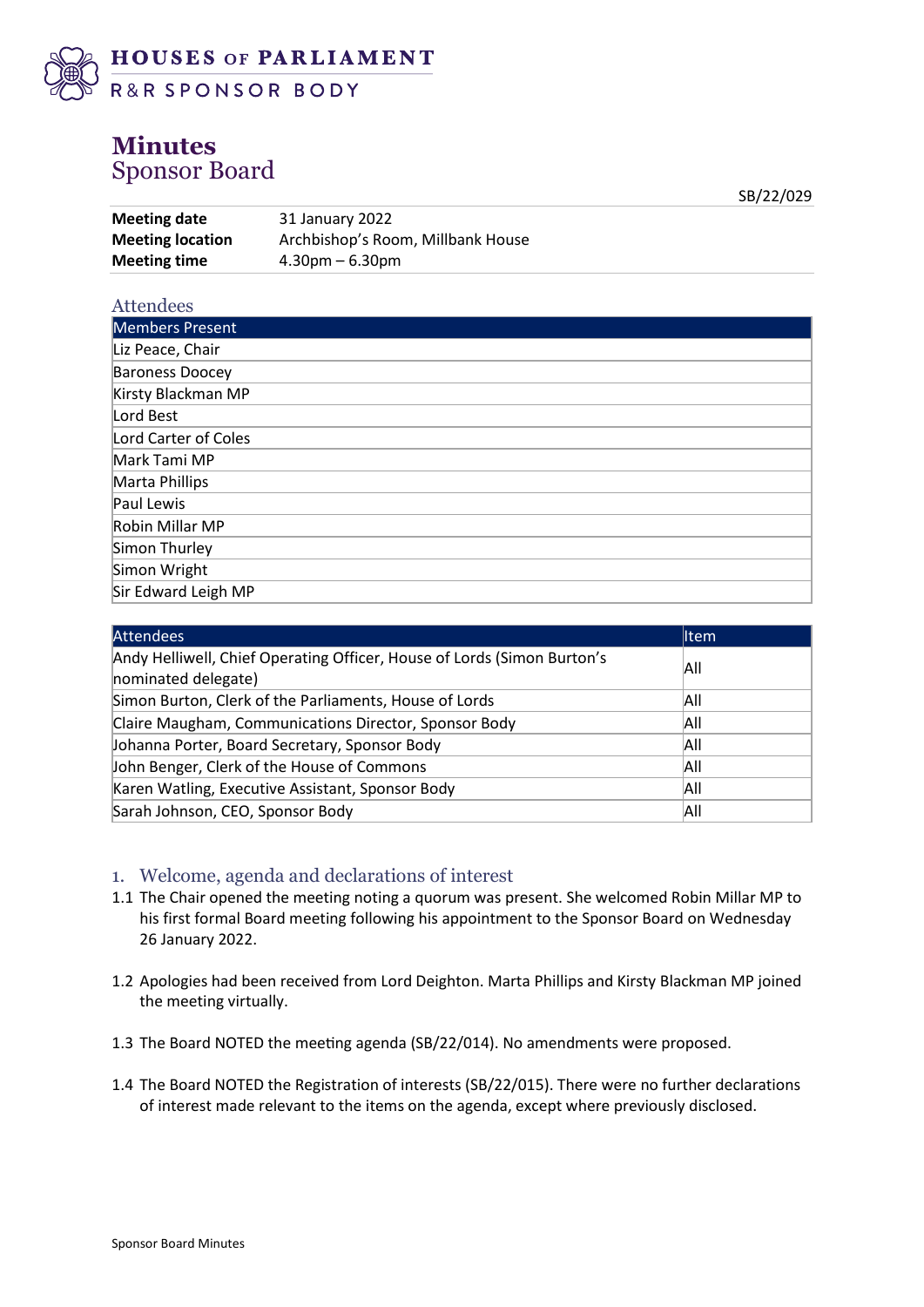HOUSES OF PARLIAMENT
R&R SPONSOR BODY

# Minutes
Sponsor Board

SB/22/029

| | |
|---|---|
| **Meeting date** | 31 January 2022 |
| **Meeting location** | Archbishop's Room, Millbank House |
| **Meeting time** | 4.30pm – 6.30pm |

## Attendees

| Members Present |
|---|
| Liz Peace, Chair |
| Baroness Doocey |
| Kirsty Blackman MP |
| Lord Best |
| Lord Carter of Coles |
| Mark Tami MP |
| Marta Phillips |
| Paul Lewis |
| Robin Millar MP |
| Simon Thurley |
| Simon Wright |
| Sir Edward Leigh MP |

| Attendees | Item |
|---|---|
| Andy Helliwell, Chief Operating Officer, House of Lords (Simon Burton's nominated delegate) | All |
| Simon Burton, Clerk of the Parliaments, House of Lords | All |
| Claire Maugham, Communications Director, Sponsor Body | All |
| Johanna Porter, Board Secretary, Sponsor Body | All |
| John Benger, Clerk of the House of Commons | All |
| Karen Watling, Executive Assistant, Sponsor Body | All |
| Sarah Johnson, CEO, Sponsor Body | All |

## 1. Welcome, agenda and declarations of interest

1.1 The Chair opened the meeting noting a quorum was present. She welcomed Robin Millar MP to his first formal Board meeting following his appointment to the Sponsor Board on Wednesday 26 January 2022.

1.2 Apologies had been received from Lord Deighton. Marta Phillips and Kirsty Blackman MP joined the meeting virtually.

1.3 The Board NOTED the meeting agenda (SB/22/014). No amendments were proposed.

1.4 The Board NOTED the Registration of interests (SB/22/015). There were no further declarations of interest made relevant to the items on the agenda, except where previously disclosed.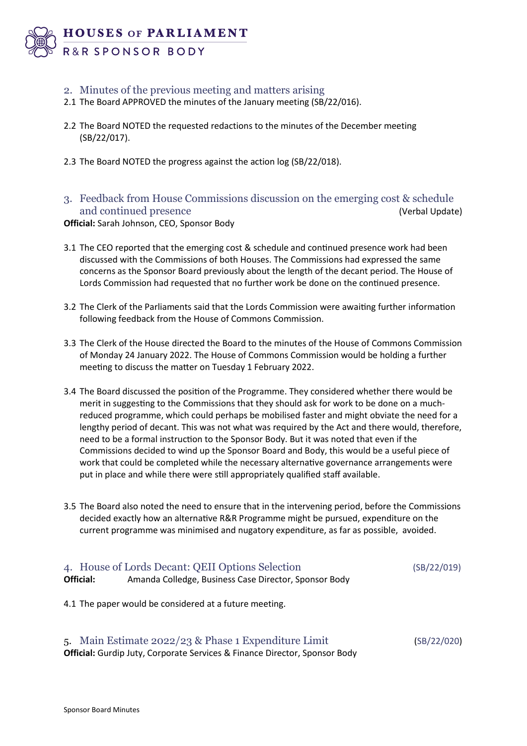## 2. Minutes of the previous meeting and matters arising

2.1 The Board APPROVED the minutes of the January meeting (SB/22/016).

2.2 The Board NOTED the requested redactions to the minutes of the December meeting (SB/22/017).

2.3 The Board NOTED the progress against the action log (SB/22/018).

## 3. Feedback from House Commissions discussion on the emerging cost & schedule and continued presence (Verbal Update)

**Official:** Sarah Johnson, CEO, Sponsor Body

3.1 The CEO reported that the emerging cost & schedule and continued presence work had been discussed with the Commissions of both Houses. The Commissions had expressed the same concerns as the Sponsor Board previously about the length of the decant period. The House of Lords Commission had requested that no further work be done on the continued presence.

3.2 The Clerk of the Parliaments said that the Lords Commission were awaiting further information following feedback from the House of Commons Commission.

3.3 The Clerk of the House directed the Board to the minutes of the House of Commons Commission of Monday 24 January 2022. The House of Commons Commission would be holding a further meeting to discuss the matter on Tuesday 1 February 2022.

3.4 The Board discussed the position of the Programme. They considered whether there would be merit in suggesting to the Commissions that they should ask for work to be done on a much-reduced programme, which could perhaps be mobilised faster and might obviate the need for a lengthy period of decant. This was not what was required by the Act and there would, therefore, need to be a formal instruction to the Sponsor Body. But it was noted that even if the Commissions decided to wind up the Sponsor Board and Body, this would be a useful piece of work that could be completed while the necessary alternative governance arrangements were put in place and while there were still appropriately qualified staff available.

3.5 The Board also noted the need to ensure that in the intervening period, before the Commissions decided exactly how an alternative R&R Programme might be pursued, expenditure on the current programme was minimised and nugatory expenditure, as far as possible, avoided.

## 4. House of Lords Decant: QEII Options Selection (SB/22/019)

**Official:** Amanda Colledge, Business Case Director, Sponsor Body

4.1 The paper would be considered at a future meeting.

## 5. Main Estimate 2022/23 & Phase 1 Expenditure Limit (SB/22/020)

**Official:** Gurdip Juty, Corporate Services & Finance Director, Sponsor Body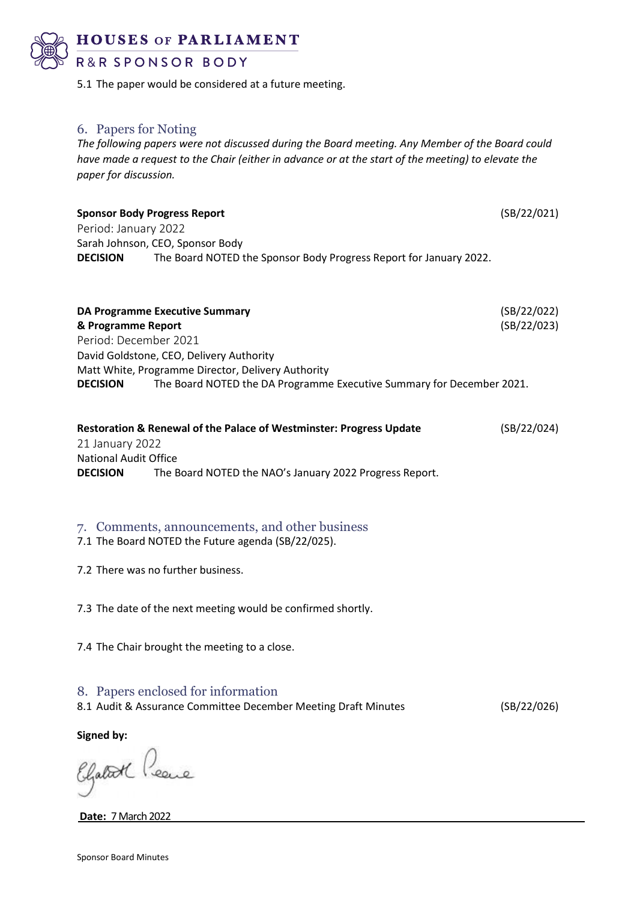5.1 The paper would be considered at a future meeting.

## 6. Papers for Noting

*The following papers were not discussed during the Board meeting. Any Member of the Board could have made a request to the Chair (either in advance or at the start of the meeting) to elevate the paper for discussion.*

**Sponsor Body Progress Report** (SB/22/021)
Period: January 2022
Sarah Johnson, CEO, Sponsor Body
**DECISION** The Board NOTED the Sponsor Body Progress Report for January 2022.

**DA Programme Executive Summary** (SB/22/022)
**& Programme Report** (SB/22/023)
Period: December 2021
David Goldstone, CEO, Delivery Authority
Matt White, Programme Director, Delivery Authority
**DECISION** The Board NOTED the DA Programme Executive Summary for December 2021.

**Restoration & Renewal of the Palace of Westminster: Progress Update** (SB/22/024)
21 January 2022
National Audit Office
**DECISION** The Board NOTED the NAO's January 2022 Progress Report.

## 7. Comments, announcements, and other business

7.1 The Board NOTED the Future agenda (SB/22/025).

7.2 There was no further business.

7.3 The date of the next meeting would be confirmed shortly.

7.4 The Chair brought the meeting to a close.

## 8. Papers enclosed for information

8.1 Audit & Assurance Committee December Meeting Draft Minutes (SB/22/026)

**Signed by:**

Elizabeth Peace

**Date:** 7 March 2022